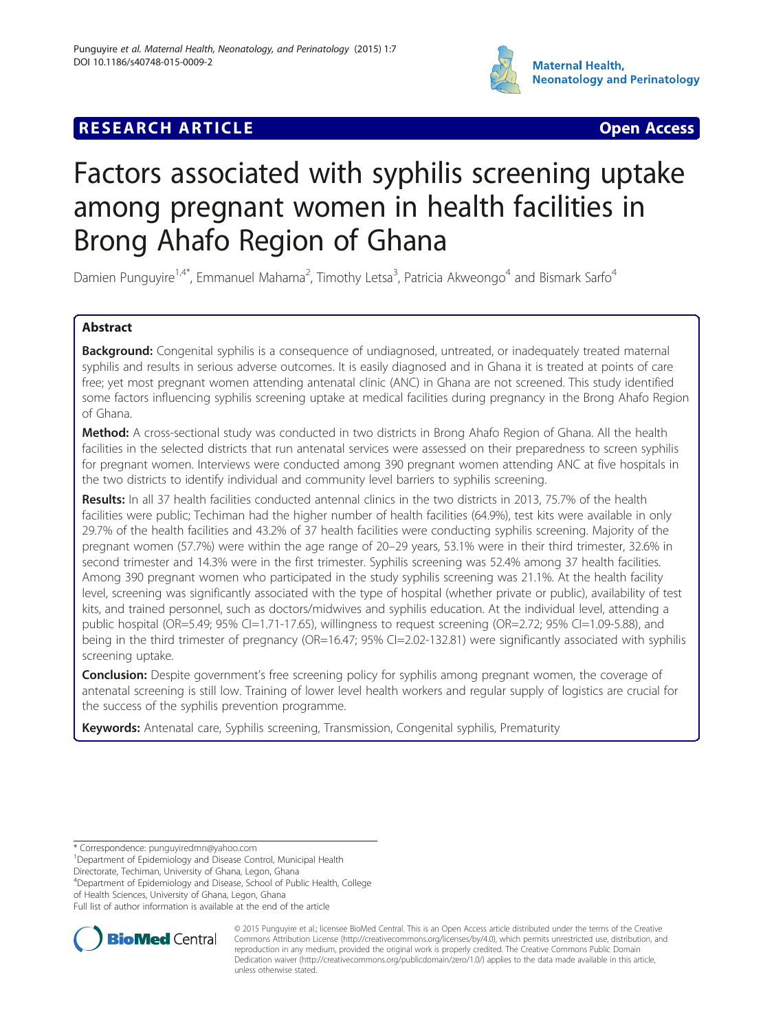**RESEARCH ARTICLE** **Open Access**

# Factors associated with syphilis screening uptake among pregnant women in health facilities in Brong Ahafo Region of Ghana

Damien Punguyire[1,4*], Emmanuel Mahama[2], Timothy Letsa[3], Patricia Akweongo[4] and Bismark Sarfo[4]

## Abstract

**Background:** Congenital syphilis is a consequence of undiagnosed, untreated, or inadequately treated maternal syphilis and results in serious adverse outcomes. It is easily diagnosed and in Ghana it is treated at points of care free; yet most pregnant women attending antenatal clinic (ANC) in Ghana are not screened. This study identified some factors influencing syphilis screening uptake at medical facilities during pregnancy in the Brong Ahafo Region of Ghana.

**Method:** A cross-sectional study was conducted in two districts in Brong Ahafo Region of Ghana. All the health facilities in the selected districts that run antenatal services were assessed on their preparedness to screen syphilis for pregnant women. Interviews were conducted among 390 pregnant women attending ANC at five hospitals in the two districts to identify individual and community level barriers to syphilis screening.

**Results:** In all 37 health facilities conducted antennal clinics in the two districts in 2013, 75.7% of the health facilities were public; Techiman had the higher number of health facilities (64.9%), test kits were available in only 29.7% of the health facilities and 43.2% of 37 health facilities were conducting syphilis screening. Majority of the pregnant women (57.7%) were within the age range of 20–29 years, 53.1% were in their third trimester, 32.6% in second trimester and 14.3% were in the first trimester. Syphilis screening was 52.4% among 37 health facilities. Among 390 pregnant women who participated in the study syphilis screening was 21.1%. At the health facility level, screening was significantly associated with the type of hospital (whether private or public), availability of test kits, and trained personnel, such as doctors/midwives and syphilis education. At the individual level, attending a public hospital (OR=5.49; 95% CI=1.71-17.65), willingness to request screening (OR=2.72; 95% CI=1.09-5.88), and being in the third trimester of pregnancy (OR=16.47; 95% CI=2.02-132.81) were significantly associated with syphilis screening uptake.

**Conclusion:** Despite government's free screening policy for syphilis among pregnant women, the coverage of antenatal screening is still low. Training of lower level health workers and regular supply of logistics are crucial for the success of the syphilis prevention programme.

**Keywords:** Antenatal care, Syphilis screening, Transmission, Congenital syphilis, Prematurity

\* Correspondence: punguyiredmn@yahoo.com
[1]Department of Epidemiology and Disease Control, Municipal Health Directorate, Techiman, University of Ghana, Legon, Ghana
[4]Department of Epidemiology and Disease, School of Public Health, College of Health Sciences, University of Ghana, Legon, Ghana
Full list of author information is available at the end of the article

© 2015 Punguyire et al.; licensee BioMed Central. This is an Open Access article distributed under the terms of the Creative Commons Attribution License (http://creativecommons.org/licenses/by/4.0), which permits unrestricted use, distribution, and reproduction in any medium, provided the original work is properly credited. The Creative Commons Public Domain Dedication waiver (http://creativecommons.org/publicdomain/zero/1.0/) applies to the data made available in this article, unless otherwise stated.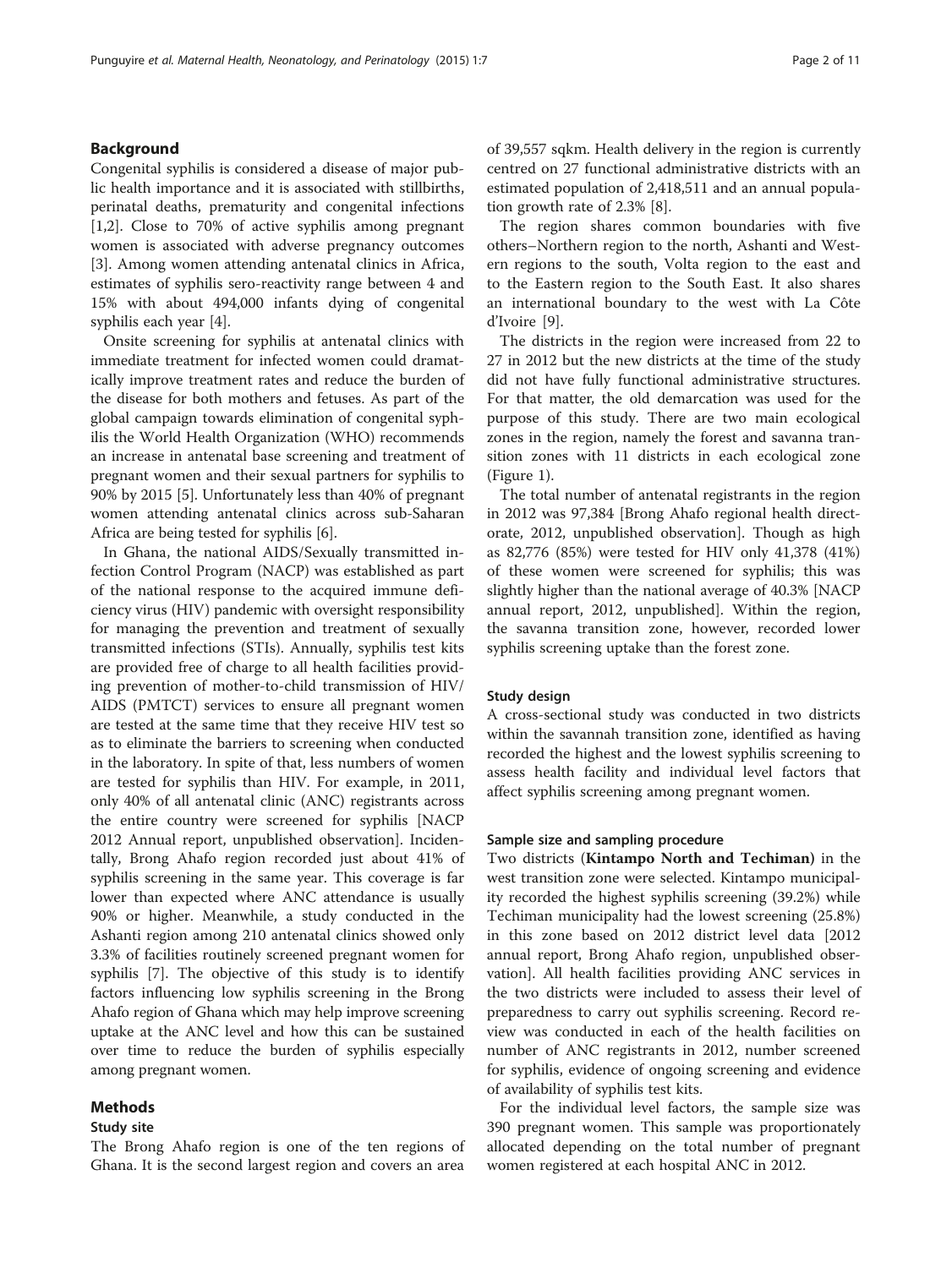## Background

Congenital syphilis is considered a disease of major public health importance and it is associated with stillbirths, perinatal deaths, prematurity and congenital infections [1,2]. Close to 70% of active syphilis among pregnant women is associated with adverse pregnancy outcomes [3]. Among women attending antenatal clinics in Africa, estimates of syphilis sero-reactivity range between 4 and 15% with about 494,000 infants dying of congenital syphilis each year [4].

Onsite screening for syphilis at antenatal clinics with immediate treatment for infected women could dramatically improve treatment rates and reduce the burden of the disease for both mothers and fetuses. As part of the global campaign towards elimination of congenital syphilis the World Health Organization (WHO) recommends an increase in antenatal base screening and treatment of pregnant women and their sexual partners for syphilis to 90% by 2015 [5]. Unfortunately less than 40% of pregnant women attending antenatal clinics across sub-Saharan Africa are being tested for syphilis [6].

In Ghana, the national AIDS/Sexually transmitted infection Control Program (NACP) was established as part of the national response to the acquired immune deficiency virus (HIV) pandemic with oversight responsibility for managing the prevention and treatment of sexually transmitted infections (STIs). Annually, syphilis test kits are provided free of charge to all health facilities providing prevention of mother-to-child transmission of HIV/AIDS (PMTCT) services to ensure all pregnant women are tested at the same time that they receive HIV test so as to eliminate the barriers to screening when conducted in the laboratory. In spite of that, less numbers of women are tested for syphilis than HIV. For example, in 2011, only 40% of all antenatal clinic (ANC) registrants across the entire country were screened for syphilis [NACP 2012 Annual report, unpublished observation]. Incidentally, Brong Ahafo region recorded just about 41% of syphilis screening in the same year. This coverage is far lower than expected where ANC attendance is usually 90% or higher. Meanwhile, a study conducted in the Ashanti region among 210 antenatal clinics showed only 3.3% of facilities routinely screened pregnant women for syphilis [7]. The objective of this study is to identify factors influencing low syphilis screening in the Brong Ahafo region of Ghana which may help improve screening uptake at the ANC level and how this can be sustained over time to reduce the burden of syphilis especially among pregnant women.

## Methods

### Study site

The Brong Ahafo region is one of the ten regions of Ghana. It is the second largest region and covers an area of 39,557 sqkm. Health delivery in the region is currently centred on 27 functional administrative districts with an estimated population of 2,418,511 and an annual population growth rate of 2.3% [8].

The region shares common boundaries with five others–Northern region to the north, Ashanti and Western regions to the south, Volta region to the east and to the Eastern region to the South East. It also shares an international boundary to the west with La Côte d'Ivoire [9].

The districts in the region were increased from 22 to 27 in 2012 but the new districts at the time of the study did not have fully functional administrative structures. For that matter, the old demarcation was used for the purpose of this study. There are two main ecological zones in the region, namely the forest and savanna transition zones with 11 districts in each ecological zone (Figure 1).

The total number of antenatal registrants in the region in 2012 was 97,384 [Brong Ahafo regional health directorate, 2012, unpublished observation]. Though as high as 82,776 (85%) were tested for HIV only 41,378 (41%) of these women were screened for syphilis; this was slightly higher than the national average of 40.3% [NACP annual report, 2012, unpublished]. Within the region, the savanna transition zone, however, recorded lower syphilis screening uptake than the forest zone.

### Study design

A cross-sectional study was conducted in two districts within the savannah transition zone, identified as having recorded the highest and the lowest syphilis screening to assess health facility and individual level factors that affect syphilis screening among pregnant women.

### Sample size and sampling procedure

Two districts (**Kintampo North and Techiman**) in the west transition zone were selected. Kintampo municipality recorded the highest syphilis screening (39.2%) while Techiman municipality had the lowest screening (25.8%) in this zone based on 2012 district level data [2012 annual report, Brong Ahafo region, unpublished observation]. All health facilities providing ANC services in the two districts were included to assess their level of preparedness to carry out syphilis screening. Record review was conducted in each of the health facilities on number of ANC registrants in 2012, number screened for syphilis, evidence of ongoing screening and evidence of availability of syphilis test kits.

For the individual level factors, the sample size was 390 pregnant women. This sample was proportionately allocated depending on the total number of pregnant women registered at each hospital ANC in 2012.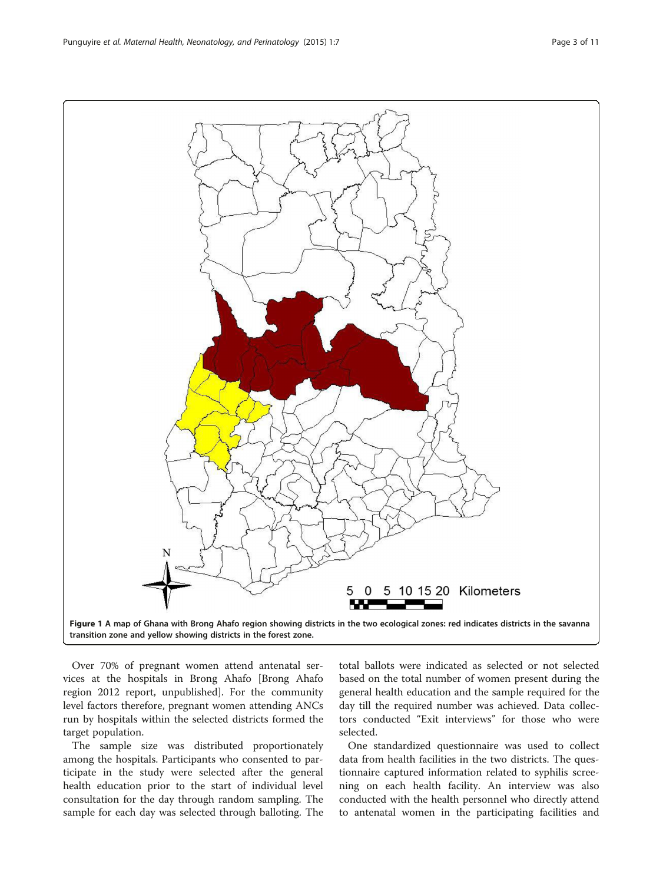Figure 1 A map of Ghana with Brong Ahafo region showing districts in the two ecological zones: red indicates districts in the savanna transition zone and yellow showing districts in the forest zone.

Over 70% of pregnant women attend antenatal services at the hospitals in Brong Ahafo [Brong Ahafo region 2012 report, unpublished]. For the community level factors therefore, pregnant women attending ANCs run by hospitals within the selected districts formed the target population.

The sample size was distributed proportionately among the hospitals. Participants who consented to participate in the study were selected after the general health education prior to the start of individual level consultation for the day through random sampling. The sample for each day was selected through balloting. The total ballots were indicated as selected or not selected based on the total number of women present during the general health education and the sample required for the day till the required number was achieved. Data collectors conducted "Exit interviews" for those who were selected.

One standardized questionnaire was used to collect data from health facilities in the two districts. The questionnaire captured information related to syphilis screening on each health facility. An interview was also conducted with the health personnel who directly attend to antenatal women in the participating facilities and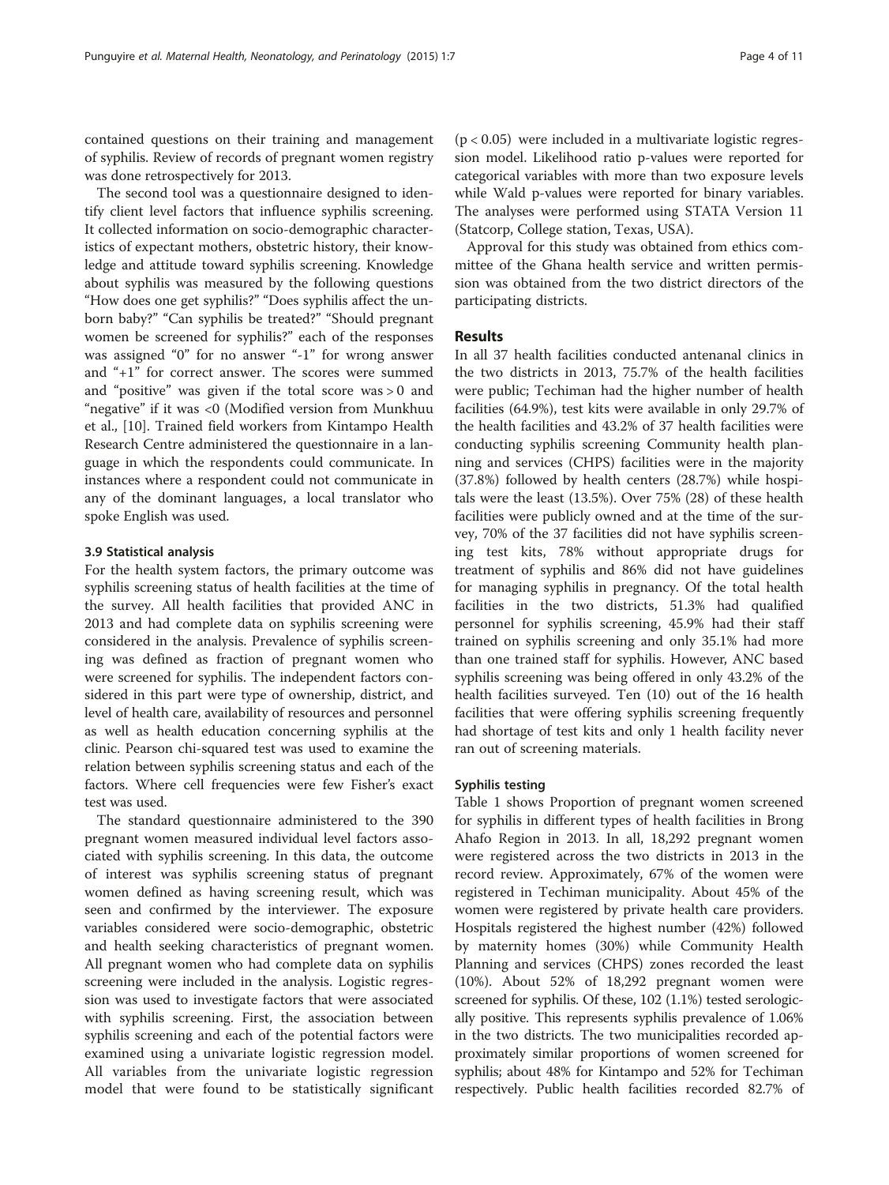contained questions on their training and management of syphilis. Review of records of pregnant women registry was done retrospectively for 2013.

The second tool was a questionnaire designed to identify client level factors that influence syphilis screening. It collected information on socio-demographic characteristics of expectant mothers, obstetric history, their knowledge and attitude toward syphilis screening. Knowledge about syphilis was measured by the following questions "How does one get syphilis?" "Does syphilis affect the unborn baby?" "Can syphilis be treated?" "Should pregnant women be screened for syphilis?" each of the responses was assigned "0" for no answer "-1" for wrong answer and "+1" for correct answer. The scores were summed and "positive" was given if the total score was > 0 and "negative" if it was <0 (Modified version from Munkhuu et al., [10]. Trained field workers from Kintampo Health Research Centre administered the questionnaire in a language in which the respondents could communicate. In instances where a respondent could not communicate in any of the dominant languages, a local translator who spoke English was used.

### 3.9 Statistical analysis

For the health system factors, the primary outcome was syphilis screening status of health facilities at the time of the survey. All health facilities that provided ANC in 2013 and had complete data on syphilis screening were considered in the analysis. Prevalence of syphilis screening was defined as fraction of pregnant women who were screened for syphilis. The independent factors considered in this part were type of ownership, district, and level of health care, availability of resources and personnel as well as health education concerning syphilis at the clinic. Pearson chi-squared test was used to examine the relation between syphilis screening status and each of the factors. Where cell frequencies were few Fisher's exact test was used.

The standard questionnaire administered to the 390 pregnant women measured individual level factors associated with syphilis screening. In this data, the outcome of interest was syphilis screening status of pregnant women defined as having screening result, which was seen and confirmed by the interviewer. The exposure variables considered were socio-demographic, obstetric and health seeking characteristics of pregnant women. All pregnant women who had complete data on syphilis screening were included in the analysis. Logistic regression was used to investigate factors that were associated with syphilis screening. First, the association between syphilis screening and each of the potential factors were examined using a univariate logistic regression model. All variables from the univariate logistic regression model that were found to be statistically significant ($p < 0.05$) were included in a multivariate logistic regression model. Likelihood ratio p-values were reported for categorical variables with more than two exposure levels while Wald p-values were reported for binary variables. The analyses were performed using STATA Version 11 (Statcorp, College station, Texas, USA).

Approval for this study was obtained from ethics committee of the Ghana health service and written permission was obtained from the two district directors of the participating districts.

## Results

In all 37 health facilities conducted antenanal clinics in the two districts in 2013, 75.7% of the health facilities were public; Techiman had the higher number of health facilities (64.9%), test kits were available in only 29.7% of the health facilities and 43.2% of 37 health facilities were conducting syphilis screening Community health planning and services (CHPS) facilities were in the majority (37.8%) followed by health centers (28.7%) while hospitals were the least (13.5%). Over 75% (28) of these health facilities were publicly owned and at the time of the survey, 70% of the 37 facilities did not have syphilis screening test kits, 78% without appropriate drugs for treatment of syphilis and 86% did not have guidelines for managing syphilis in pregnancy. Of the total health facilities in the two districts, 51.3% had qualified personnel for syphilis screening, 45.9% had their staff trained on syphilis screening and only 35.1% had more than one trained staff for syphilis. However, ANC based syphilis screening was being offered in only 43.2% of the health facilities surveyed. Ten (10) out of the 16 health facilities that were offering syphilis screening frequently had shortage of test kits and only 1 health facility never ran out of screening materials.

### Syphilis testing

Table 1 shows Proportion of pregnant women screened for syphilis in different types of health facilities in Brong Ahafo Region in 2013. In all, 18,292 pregnant women were registered across the two districts in 2013 in the record review. Approximately, 67% of the women were registered in Techiman municipality. About 45% of the women were registered by private health care providers. Hospitals registered the highest number (42%) followed by maternity homes (30%) while Community Health Planning and services (CHPS) zones recorded the least (10%). About 52% of 18,292 pregnant women were screened for syphilis. Of these, 102 (1.1%) tested serologically positive. This represents syphilis prevalence of 1.06% in the two districts. The two municipalities recorded approximately similar proportions of women screened for syphilis; about 48% for Kintampo and 52% for Techiman respectively. Public health facilities recorded 82.7% of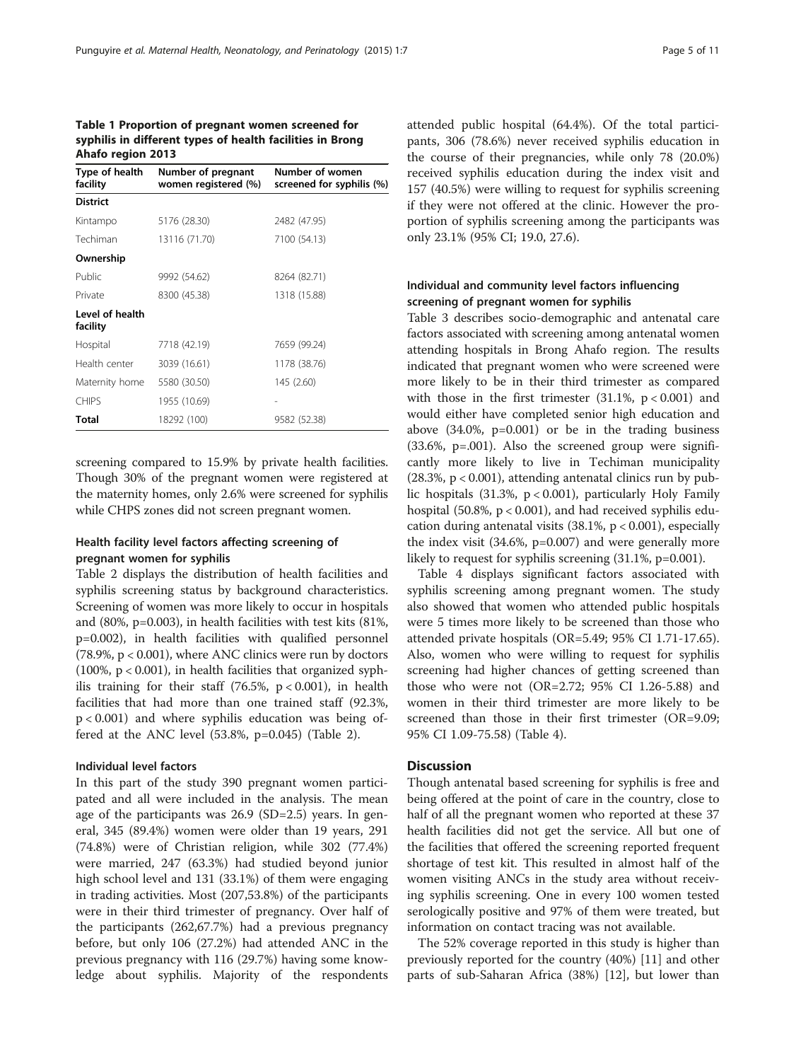**Table 1 Proportion of pregnant women screened for syphilis in different types of health facilities in Brong Ahafo region 2013**

| Type of health facility | Number of pregnant women registered (%) | Number of women screened for syphilis (%) |
|---|---|---|
| **District** | | |
| Kintampo | 5176 (28.30) | 2482 (47.95) |
| Techiman | 13116 (71.70) | 7100 (54.13) |
| **Ownership** | | |
| Public | 9992 (54.62) | 8264 (82.71) |
| Private | 8300 (45.38) | 1318 (15.88) |
| **Level of health facility** | | |
| Hospital | 7718 (42.19) | 7659 (99.24) |
| Health center | 3039 (16.61) | 1178 (38.76) |
| Maternity home | 5580 (30.50) | 145 (2.60) |
| CHIPS | 1955 (10.69) | - |
| **Total** | 18292 (100) | 9582 (52.38) |

screening compared to 15.9% by private health facilities. Though 30% of the pregnant women were registered at the maternity homes, only 2.6% were screened for syphilis while CHPS zones did not screen pregnant women.

### Health facility level factors affecting screening of pregnant women for syphilis

Table 2 displays the distribution of health facilities and syphilis screening status by background characteristics. Screening of women was more likely to occur in hospitals and (80%, p=0.003), in health facilities with test kits (81%, p=0.002), in health facilities with qualified personnel (78.9%, $p < 0.001$), where ANC clinics were run by doctors (100%, $p < 0.001$), in health facilities that organized syphilis training for their staff (76.5%, $p < 0.001$), in health facilities that had more than one trained staff (92.3%, $p < 0.001$) and where syphilis education was being offered at the ANC level (53.8%, p=0.045) (Table 2).

#### Individual level factors

In this part of the study 390 pregnant women participated and all were included in the analysis. The mean age of the participants was 26.9 (SD=2.5) years. In general, 345 (89.4%) women were older than 19 years, 291 (74.8%) were of Christian religion, while 302 (77.4%) were married, 247 (63.3%) had studied beyond junior high school level and 131 (33.1%) of them were engaging in trading activities. Most (207,53.8%) of the participants were in their third trimester of pregnancy. Over half of the participants (262,67.7%) had a previous pregnancy before, but only 106 (27.2%) had attended ANC in the previous pregnancy with 116 (29.7%) having some knowledge about syphilis. Majority of the respondents attended public hospital (64.4%). Of the total participants, 306 (78.6%) never received syphilis education in the course of their pregnancies, while only 78 (20.0%) received syphilis education during the index visit and 157 (40.5%) were willing to request for syphilis screening if they were not offered at the clinic. However the proportion of syphilis screening among the participants was only 23.1% (95% CI; 19.0, 27.6).

### Individual and community level factors influencing screening of pregnant women for syphilis

Table 3 describes socio-demographic and antenatal care factors associated with screening among antenatal women attending hospitals in Brong Ahafo region. The results indicated that pregnant women who were screened were more likely to be in their third trimester as compared with those in the first trimester (31.1%, $p < 0.001$) and would either have completed senior high education and above (34.0%, p=0.001) or be in the trading business (33.6%, p=.001). Also the screened group were significantly more likely to live in Techiman municipality (28.3%, $p < 0.001$), attending antenatal clinics run by public hospitals (31.3%, $p < 0.001$), particularly Holy Family hospital (50.8%, $p < 0.001$), and had received syphilis education during antenatal visits (38.1%, $p < 0.001$), especially the index visit (34.6%, p=0.007) and were generally more likely to request for syphilis screening (31.1%, p=0.001).

Table 4 displays significant factors associated with syphilis screening among pregnant women. The study also showed that women who attended public hospitals were 5 times more likely to be screened than those who attended private hospitals (OR=5.49; 95% CI 1.71-17.65). Also, women who were willing to request for syphilis screening had higher chances of getting screened than those who were not (OR=2.72; 95% CI 1.26-5.88) and women in their third trimester are more likely to be screened than those in their first trimester (OR=9.09; 95% CI 1.09-75.58) (Table 4).

## Discussion

Though antenatal based screening for syphilis is free and being offered at the point of care in the country, close to half of all the pregnant women who reported at these 37 health facilities did not get the service. All but one of the facilities that offered the screening reported frequent shortage of test kit. This resulted in almost half of the women visiting ANCs in the study area without receiving syphilis screening. One in every 100 women tested serologically positive and 97% of them were treated, but information on contact tracing was not available.

The 52% coverage reported in this study is higher than previously reported for the country (40%) [11] and other parts of sub-Saharan Africa (38%) [12], but lower than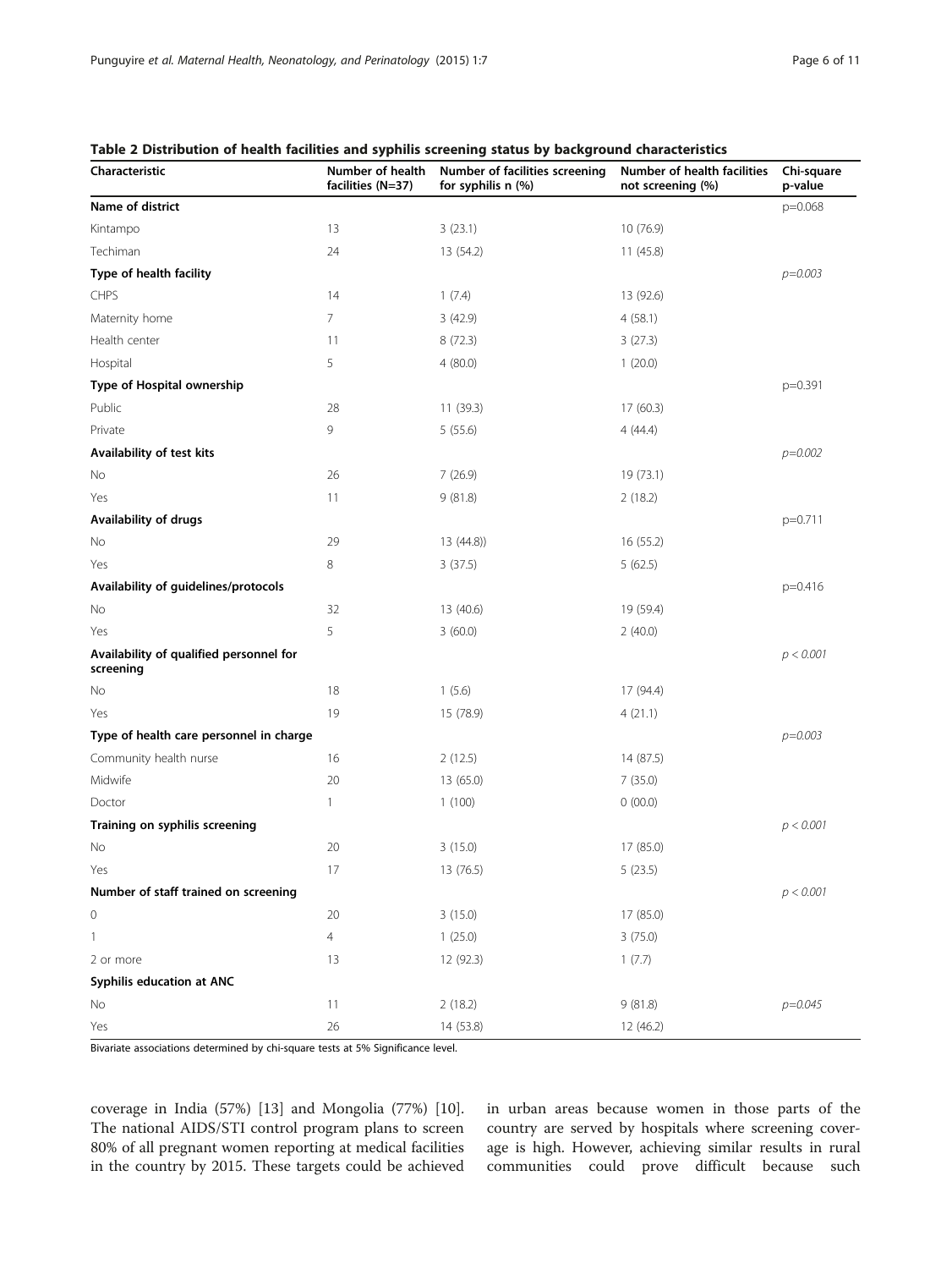**Table 2 Distribution of health facilities and syphilis screening status by background characteristics**

| Characteristic | Number of health facilities (N=37) | Number of facilities screening for syphilis n (%) | Number of health facilities not screening (%) | Chi-square p-value |
|---|---|---|---|---|
| **Name of district** | | | | p=0.068 |
| Kintampo | 13 | 3 (23.1) | 10 (76.9) | |
| Techiman | 24 | 13 (54.2) | 11 (45.8) | |
| **Type of health facility** | | | | *p=0.003* |
| CHPS | 14 | 1 (7.4) | 13 (92.6) | |
| Maternity home | 7 | 3 (42.9) | 4 (58.1) | |
| Health center | 11 | 8 (72.3) | 3 (27.3) | |
| Hospital | 5 | 4 (80.0) | 1 (20.0) | |
| **Type of Hospital ownership** | | | | p=0.391 |
| Public | 28 | 11 (39.3) | 17 (60.3) | |
| Private | 9 | 5 (55.6) | 4 (44.4) | |
| **Availability of test kits** | | | | *p=0.002* |
| No | 26 | 7 (26.9) | 19 (73.1) | |
| Yes | 11 | 9 (81.8) | 2 (18.2) | |
| **Availability of drugs** | | | | p=0.711 |
| No | 29 | 13 (44.8)) | 16 (55.2) | |
| Yes | 8 | 3 (37.5) | 5 (62.5) | |
| **Availability of guidelines/protocols** | | | | p=0.416 |
| No | 32 | 13 (40.6) | 19 (59.4) | |
| Yes | 5 | 3 (60.0) | 2 (40.0) | |
| **Availability of qualified personnel for screening** | | | | *p < 0.001* |
| No | 18 | 1 (5.6) | 17 (94.4) | |
| Yes | 19 | 15 (78.9) | 4 (21.1) | |
| **Type of health care personnel in charge** | | | | *p=0.003* |
| Community health nurse | 16 | 2 (12.5) | 14 (87.5) | |
| Midwife | 20 | 13 (65.0) | 7 (35.0) | |
| Doctor | 1 | 1 (100) | 0 (00.0) | |
| **Training on syphilis screening** | | | | *p < 0.001* |
| No | 20 | 3 (15.0) | 17 (85.0) | |
| Yes | 17 | 13 (76.5) | 5 (23.5) | |
| **Number of staff trained on screening** | | | | *p < 0.001* |
| 0 | 20 | 3 (15.0) | 17 (85.0) | |
| 1 | 4 | 1 (25.0) | 3 (75.0) | |
| 2 or more | 13 | 12 (92.3) | 1 (7.7) | |
| **Syphilis education at ANC** | | | | |
| No | 11 | 2 (18.2) | 9 (81.8) | *p=0.045* |
| Yes | 26 | 14 (53.8) | 12 (46.2) | |

Bivariate associations determined by chi-square tests at 5% Significance level.

coverage in India (57%) [13] and Mongolia (77%) [10]. The national AIDS/STI control program plans to screen 80% of all pregnant women reporting at medical facilities in the country by 2015. These targets could be achieved in urban areas because women in those parts of the country are served by hospitals where screening coverage is high. However, achieving similar results in rural communities could prove difficult because such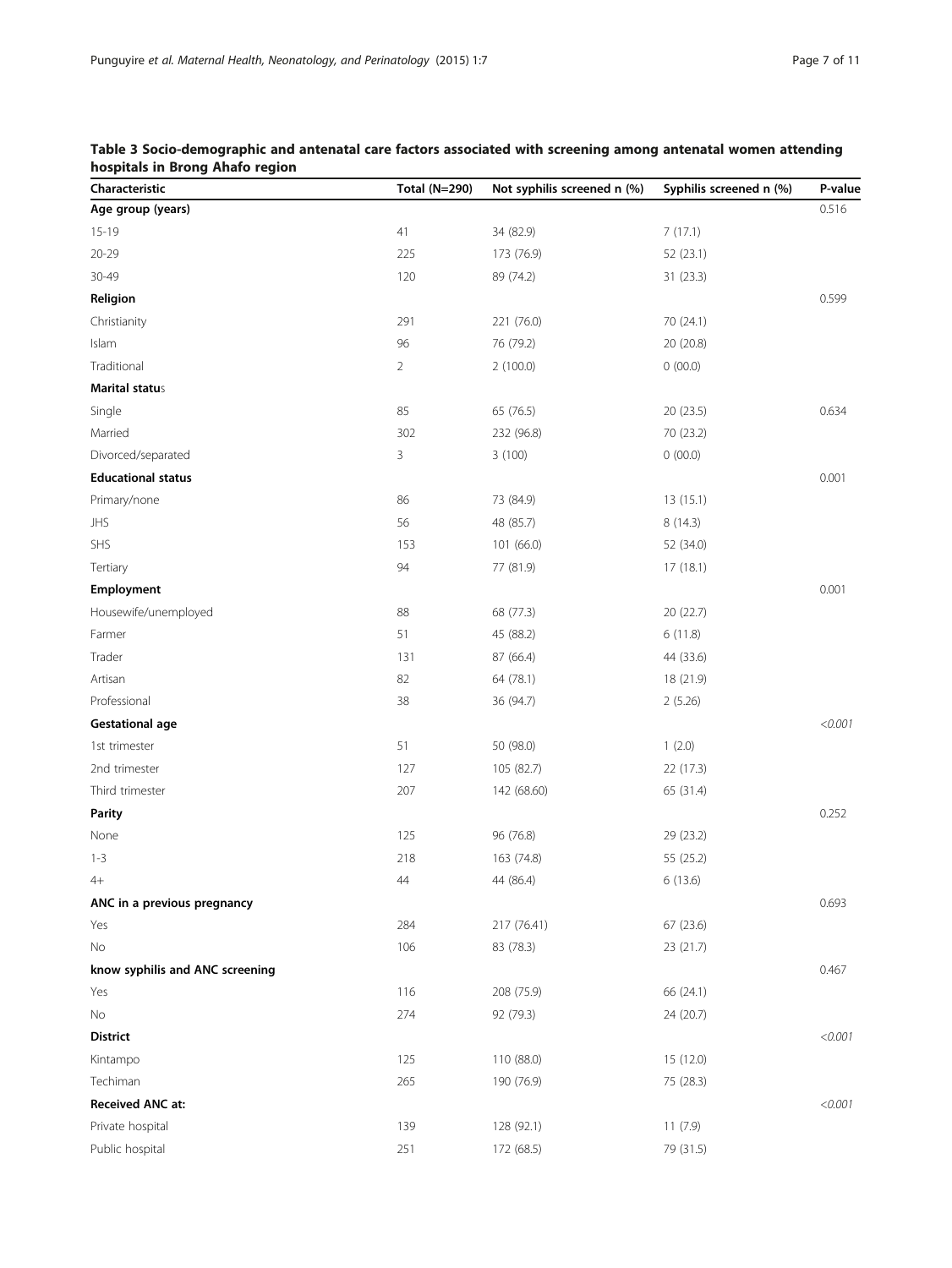**Table 3 Socio-demographic and antenatal care factors associated with screening among antenatal women attending hospitals in Brong Ahafo region**

| Characteristic | Total (N=290) | Not syphilis screened n (%) | Syphilis screened n (%) | P-value |
|---|---|---|---|---|
| **Age group (years)** | | | | 0.516 |
| 15-19 | 41 | 34 (82.9) | 7 (17.1) | |
| 20-29 | 225 | 173 (76.9) | 52 (23.1) | |
| 30-49 | 120 | 89 (74.2) | 31 (23.3) | |
| **Religion** | | | | 0.599 |
| Christianity | 291 | 221 (76.0) | 70 (24.1) | |
| Islam | 96 | 76 (79.2) | 20 (20.8) | |
| Traditional | 2 | 2 (100.0) | 0 (00.0) | |
| **Marital status** | | | | |
| Single | 85 | 65 (76.5) | 20 (23.5) | 0.634 |
| Married | 302 | 232 (96.8) | 70 (23.2) | |
| Divorced/separated | 3 | 3 (100) | 0 (00.0) | |
| **Educational status** | | | | 0.001 |
| Primary/none | 86 | 73 (84.9) | 13 (15.1) | |
| JHS | 56 | 48 (85.7) | 8 (14.3) | |
| SHS | 153 | 101 (66.0) | 52 (34.0) | |
| Tertiary | 94 | 77 (81.9) | 17 (18.1) | |
| **Employment** | | | | 0.001 |
| Housewife/unemployed | 88 | 68 (77.3) | 20 (22.7) | |
| Farmer | 51 | 45 (88.2) | 6 (11.8) | |
| Trader | 131 | 87 (66.4) | 44 (33.6) | |
| Artisan | 82 | 64 (78.1) | 18 (21.9) | |
| Professional | 38 | 36 (94.7) | 2 (5.26) | |
| **Gestational age** | | | | *<0.001* |
| 1st trimester | 51 | 50 (98.0) | 1 (2.0) | |
| 2nd trimester | 127 | 105 (82.7) | 22 (17.3) | |
| Third trimester | 207 | 142 (68.60) | 65 (31.4) | |
| **Parity** | | | | 0.252 |
| None | 125 | 96 (76.8) | 29 (23.2) | |
| 1-3 | 218 | 163 (74.8) | 55 (25.2) | |
| 4+ | 44 | 44 (86.4) | 6 (13.6) | |
| **ANC in a previous pregnancy** | | | | 0.693 |
| Yes | 284 | 217 (76.41) | 67 (23.6) | |
| No | 106 | 83 (78.3) | 23 (21.7) | |
| **know syphilis and ANC screening** | | | | 0.467 |
| Yes | 116 | 208 (75.9) | 66 (24.1) | |
| No | 274 | 92 (79.3) | 24 (20.7) | |
| **District** | | | | *<0.001* |
| Kintampo | 125 | 110 (88.0) | 15 (12.0) | |
| Techiman | 265 | 190 (76.9) | 75 (28.3) | |
| **Received ANC at:** | | | | *<0.001* |
| Private hospital | 139 | 128 (92.1) | 11 (7.9) | |
| Public hospital | 251 | 172 (68.5) | 79 (31.5) | |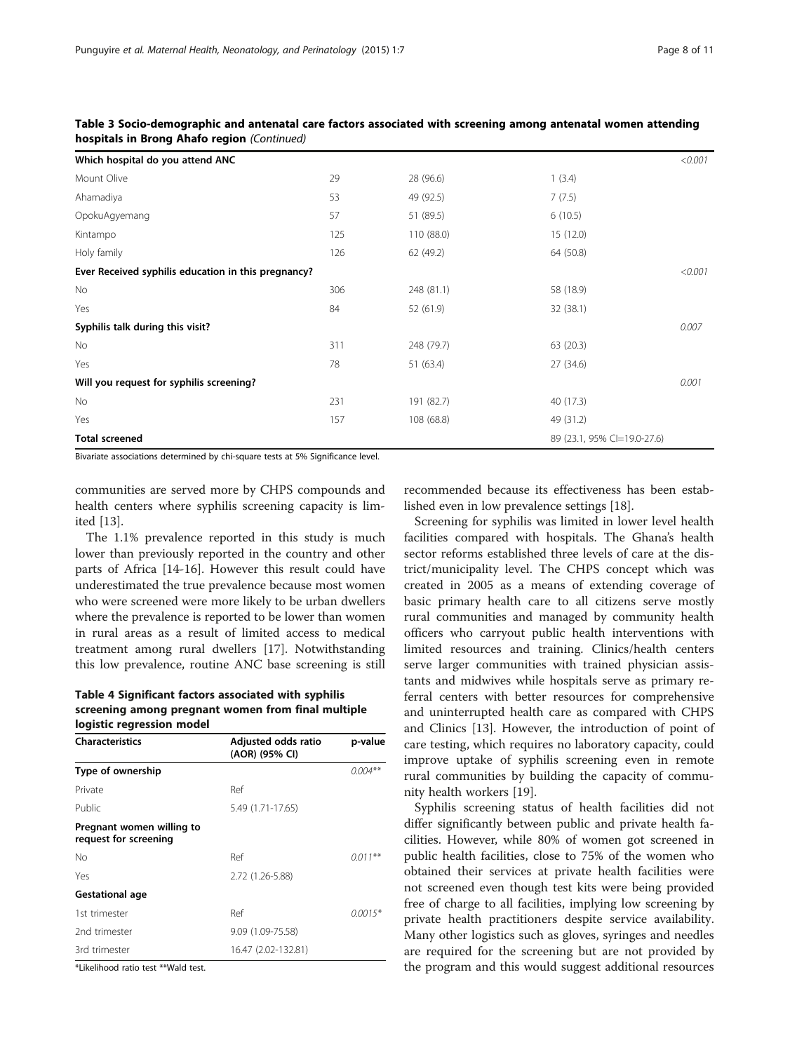**Table 3 Socio-demographic and antenatal care factors associated with screening among antenatal women attending hospitals in Brong Ahafo region** *(Continued)*

| | | | | |
|---|---|---|---|---|
| **Which hospital do you attend ANC** | | | | *<0.001* |
| Mount Olive | 29 | 28 (96.6) | 1 (3.4) | |
| Ahamadiya | 53 | 49 (92.5) | 7 (7.5) | |
| OpokuAgyemang | 57 | 51 (89.5) | 6 (10.5) | |
| Kintampo | 125 | 110 (88.0) | 15 (12.0) | |
| Holy family | 126 | 62 (49.2) | 64 (50.8) | |
| **Ever Received syphilis education in this pregnancy?** | | | | *<0.001* |
| No | 306 | 248 (81.1) | 58 (18.9) | |
| Yes | 84 | 52 (61.9) | 32 (38.1) | |
| **Syphilis talk during this visit?** | | | | *0.007* |
| No | 311 | 248 (79.7) | 63 (20.3) | |
| Yes | 78 | 51 (63.4) | 27 (34.6) | |
| **Will you request for syphilis screening?** | | | | *0.001* |
| No | 231 | 191 (82.7) | 40 (17.3) | |
| Yes | 157 | 108 (68.8) | 49 (31.2) | |
| **Total screened** | | | 89 (23.1, 95% CI=19.0-27.6) | |

Bivariate associations determined by chi-square tests at 5% Significance level.

communities are served more by CHPS compounds and health centers where syphilis screening capacity is limited [13].

The 1.1% prevalence reported in this study is much lower than previously reported in the country and other parts of Africa [14-16]. However this result could have underestimated the true prevalence because most women who were screened were more likely to be urban dwellers where the prevalence is reported to be lower than women in rural areas as a result of limited access to medical treatment among rural dwellers [17]. Notwithstanding this low prevalence, routine ANC base screening is still recommended because its effectiveness has been established even in low prevalence settings [18].

Screening for syphilis was limited in lower level health facilities compared with hospitals. The Ghana's health sector reforms established three levels of care at the district/municipality level. The CHPS concept which was created in 2005 as a means of extending coverage of basic primary health care to all citizens serve mostly rural communities and managed by community health officers who carryout public health interventions with limited resources and training. Clinics/health centers serve larger communities with trained physician assistants and midwives while hospitals serve as primary referral centers with better resources for comprehensive and uninterrupted health care as compared with CHPS and Clinics [13]. However, the introduction of point of care testing, which requires no laboratory capacity, could improve uptake of syphilis screening even in remote rural communities by building the capacity of community health workers [19].

Syphilis screening status of health facilities did not differ significantly between public and private health facilities. However, while 80% of women got screened in public health facilities, close to 75% of the women who obtained their services at private health facilities were not screened even though test kits were being provided free of charge to all facilities, implying low screening by private health practitioners despite service availability. Many other logistics such as gloves, syringes and needles are required for the screening but are not provided by the program and this would suggest additional resources

**Table 4 Significant factors associated with syphilis screening among pregnant women from final multiple logistic regression model**

| Characteristics | Adjusted odds ratio (AOR) (95% CI) | p-value |
|---|---|---|
| **Type of ownership** | | *0.004\*\** |
| Private | Ref | |
| Public | 5.49 (1.71-17.65) | |
| **Pregnant women willing to request for screening** | | |
| No | Ref | *0.011\*\** |
| Yes | 2.72 (1.26-5.88) | |
| **Gestational age** | | |
| 1st trimester | Ref | *0.0015\** |
| 2nd trimester | 9.09 (1.09-75.58) | |
| 3rd trimester | 16.47 (2.02-132.81) | |

*Likelihood ratio test **Wald test.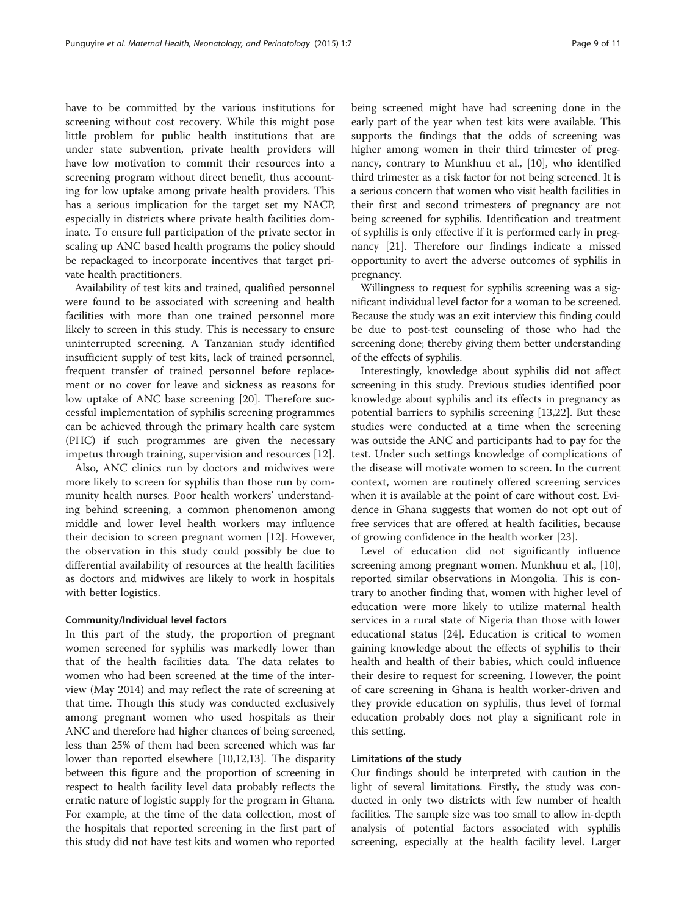have to be committed by the various institutions for screening without cost recovery. While this might pose little problem for public health institutions that are under state subvention, private health providers will have low motivation to commit their resources into a screening program without direct benefit, thus accounting for low uptake among private health providers. This has a serious implication for the target set my NACP, especially in districts where private health facilities dominate. To ensure full participation of the private sector in scaling up ANC based health programs the policy should be repackaged to incorporate incentives that target private health practitioners.

Availability of test kits and trained, qualified personnel were found to be associated with screening and health facilities with more than one trained personnel more likely to screen in this study. This is necessary to ensure uninterrupted screening. A Tanzanian study identified insufficient supply of test kits, lack of trained personnel, frequent transfer of trained personnel before replacement or no cover for leave and sickness as reasons for low uptake of ANC base screening [20]. Therefore successful implementation of syphilis screening programmes can be achieved through the primary health care system (PHC) if such programmes are given the necessary impetus through training, supervision and resources [12].

Also, ANC clinics run by doctors and midwives were more likely to screen for syphilis than those run by community health nurses. Poor health workers' understanding behind screening, a common phenomenon among middle and lower level health workers may influence their decision to screen pregnant women [12]. However, the observation in this study could possibly be due to differential availability of resources at the health facilities as doctors and midwives are likely to work in hospitals with better logistics.

### Community/Individual level factors

In this part of the study, the proportion of pregnant women screened for syphilis was markedly lower than that of the health facilities data. The data relates to women who had been screened at the time of the interview (May 2014) and may reflect the rate of screening at that time. Though this study was conducted exclusively among pregnant women who used hospitals as their ANC and therefore had higher chances of being screened, less than 25% of them had been screened which was far lower than reported elsewhere [10,12,13]. The disparity between this figure and the proportion of screening in respect to health facility level data probably reflects the erratic nature of logistic supply for the program in Ghana. For example, at the time of the data collection, most of the hospitals that reported screening in the first part of this study did not have test kits and women who reported being screened might have had screening done in the early part of the year when test kits were available. This supports the findings that the odds of screening was higher among women in their third trimester of pregnancy, contrary to Munkhuu et al., [10], who identified third trimester as a risk factor for not being screened. It is a serious concern that women who visit health facilities in their first and second trimesters of pregnancy are not being screened for syphilis. Identification and treatment of syphilis is only effective if it is performed early in pregnancy [21]. Therefore our findings indicate a missed opportunity to avert the adverse outcomes of syphilis in pregnancy.

Willingness to request for syphilis screening was a significant individual level factor for a woman to be screened. Because the study was an exit interview this finding could be due to post-test counseling of those who had the screening done; thereby giving them better understanding of the effects of syphilis.

Interestingly, knowledge about syphilis did not affect screening in this study. Previous studies identified poor knowledge about syphilis and its effects in pregnancy as potential barriers to syphilis screening [13,22]. But these studies were conducted at a time when the screening was outside the ANC and participants had to pay for the test. Under such settings knowledge of complications of the disease will motivate women to screen. In the current context, women are routinely offered screening services when it is available at the point of care without cost. Evidence in Ghana suggests that women do not opt out of free services that are offered at health facilities, because of growing confidence in the health worker [23].

Level of education did not significantly influence screening among pregnant women. Munkhuu et al., [10], reported similar observations in Mongolia. This is contrary to another finding that, women with higher level of education were more likely to utilize maternal health services in a rural state of Nigeria than those with lower educational status [24]. Education is critical to women gaining knowledge about the effects of syphilis to their health and health of their babies, which could influence their desire to request for screening. However, the point of care screening in Ghana is health worker-driven and they provide education on syphilis, thus level of formal education probably does not play a significant role in this setting.

### Limitations of the study

Our findings should be interpreted with caution in the light of several limitations. Firstly, the study was conducted in only two districts with few number of health facilities. The sample size was too small to allow in-depth analysis of potential factors associated with syphilis screening, especially at the health facility level. Larger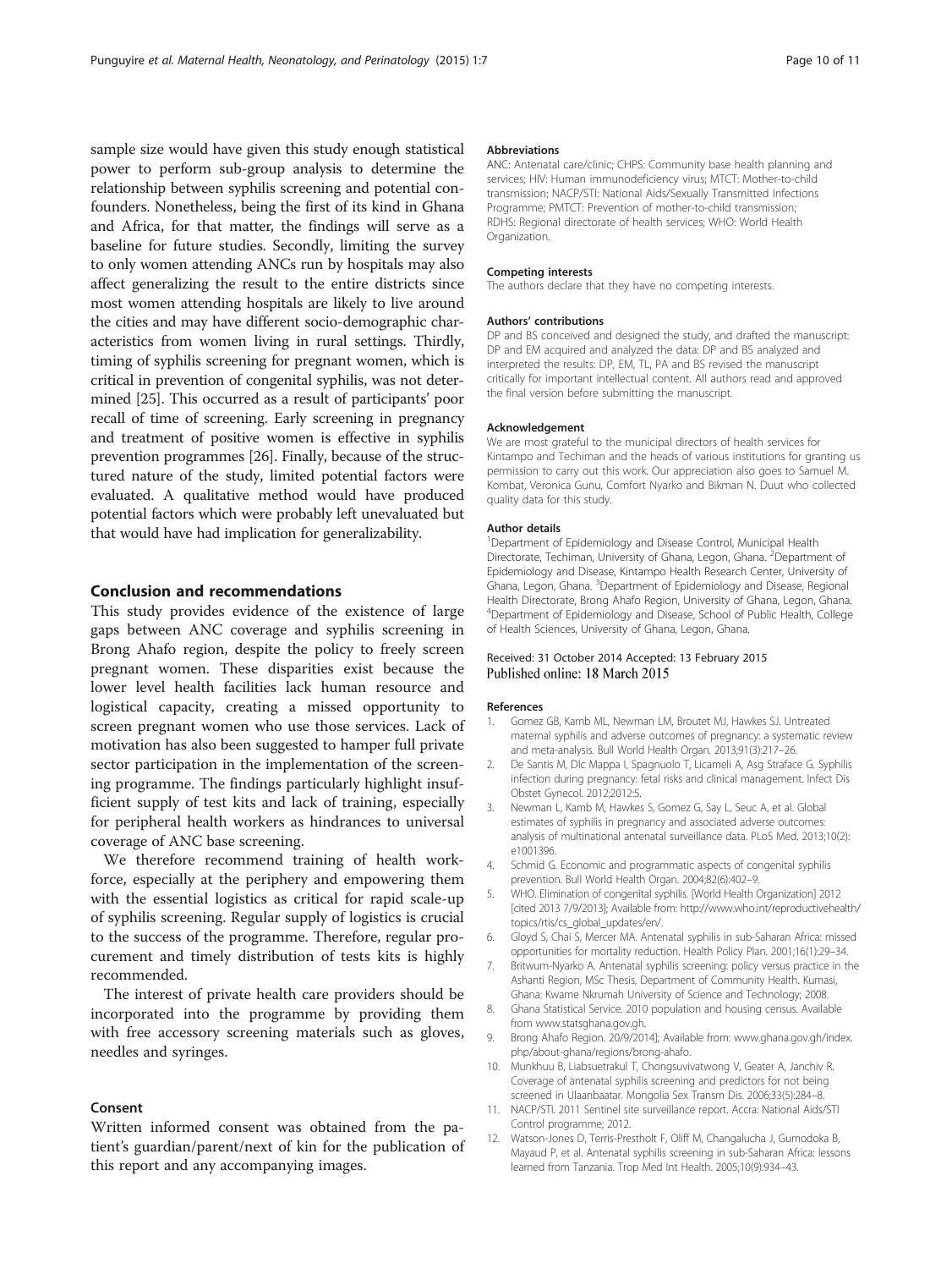sample size would have given this study enough statistical power to perform sub-group analysis to determine the relationship between syphilis screening and potential confounders. Nonetheless, being the first of its kind in Ghana and Africa, for that matter, the findings will serve as a baseline for future studies. Secondly, limiting the survey to only women attending ANCs run by hospitals may also affect generalizing the result to the entire districts since most women attending hospitals are likely to live around the cities and may have different socio-demographic characteristics from women living in rural settings. Thirdly, timing of syphilis screening for pregnant women, which is critical in prevention of congenital syphilis, was not determined [25]. This occurred as a result of participants' poor recall of time of screening. Early screening in pregnancy and treatment of positive women is effective in syphilis prevention programmes [26]. Finally, because of the structured nature of the study, limited potential factors were evaluated. A qualitative method would have produced potential factors which were probably left unevaluated but that would have had implication for generalizability.

## Conclusion and recommendations

This study provides evidence of the existence of large gaps between ANC coverage and syphilis screening in Brong Ahafo region, despite the policy to freely screen pregnant women. These disparities exist because the lower level health facilities lack human resource and logistical capacity, creating a missed opportunity to screen pregnant women who use those services. Lack of motivation has also been suggested to hamper full private sector participation in the implementation of the screening programme. The findings particularly highlight insufficient supply of test kits and lack of training, especially for peripheral health workers as hindrances to universal coverage of ANC base screening.

We therefore recommend training of health workforce, especially at the periphery and empowering them with the essential logistics as critical for rapid scale-up of syphilis screening. Regular supply of logistics is crucial to the success of the programme. Therefore, regular procurement and timely distribution of tests kits is highly recommended.

The interest of private health care providers should be incorporated into the programme by providing them with free accessory screening materials such as gloves, needles and syringes.

## Consent

Written informed consent was obtained from the patient's guardian/parent/next of kin for the publication of this report and any accompanying images.

### Abbreviations

ANC: Antenatal care/clinic; CHPS: Community base health planning and services; HIV: Human immunodeficiency virus; MTCT: Mother-to-child transmission; NACP/STI: National Aids/Sexually Transmitted Infections Programme; PMTCT: Prevention of mother-to-child transmission; RDHS: Regional directorate of health services; WHO: World Health Organization.

### Competing interests

The authors declare that they have no competing interests.

### Authors' contributions

DP and BS conceived and designed the study, and drafted the manuscript: DP and EM acquired and analyzed the data: DP and BS analyzed and interpreted the results: DP, EM, TL, PA and BS revised the manuscript critically for important intellectual content. All authors read and approved the final version before submitting the manuscript.

### Acknowledgement

We are most grateful to the municipal directors of health services for Kintampo and Techiman and the heads of various institutions for granting us permission to carry out this work. Our appreciation also goes to Samuel M. Kombat, Veronica Gunu, Comfort Nyarko and Bikman N. Duut who collected quality data for this study.

### Author details

[1]Department of Epidemiology and Disease Control, Municipal Health Directorate, Techiman, University of Ghana, Legon, Ghana. [2]Department of Epidemiology and Disease, Kintampo Health Research Center, University of Ghana, Legon, Ghana. [3]Department of Epidemiology and Disease, Regional Health Directorate, Brong Ahafo Region, University of Ghana, Legon, Ghana. [4]Department of Epidemiology and Disease, School of Public Health, College of Health Sciences, University of Ghana, Legon, Ghana.

Received: 31 October 2014 Accepted: 13 February 2015
Published online: 18 March 2015

### References

1. Gomez GB, Kamb ML, Newman LM, Broutet MJ, Hawkes SJ. Untreated maternal syphilis and adverse outcomes of pregnancy: a systematic review and meta-analysis. Bull World Health Organ. 2013;91(3):217–26.
2. De Santis M, Dlc Mappa I, Spagnuolo T, Licameli A, Asg Straface G. Syphilis infection during pregnancy: fetal risks and clinical management. Infect Dis Obstet Gynecol. 2012;2012:5.
3. Newman L, Kamb M, Hawkes S, Gomez G, Say L, Seuc A, et al. Global estimates of syphilis in pregnancy and associated adverse outcomes: analysis of multinational antenatal surveillance data. PLoS Med. 2013;10(2): e1001396.
4. Schmid G. Economic and programmatic aspects of congenital syphilis prevention. Bull World Health Organ. 2004;82(6):402–9.
5. WHO. Elimination of congenital syphilis. [World Health Organization] 2012 [cited 2013 7/9/2013]; Available from: http://www.who.int/reproductivehealth/topics/rtis/cs_global_updates/en/.
6. Gloyd S, Chai S, Mercer MA. Antenatal syphilis in sub-Saharan Africa: missed opportunities for mortality reduction. Health Policy Plan. 2001;16(1):29–34.
7. Britwum-Nyarko A. Antenatal syphilis screening: policy versus practice in the Ashanti Region, MSc Thesis, Department of Community Health. Kumasi, Ghana: Kwame Nkrumah University of Science and Technology; 2008.
8. Ghana Statistical Service. 2010 population and housing census. Available from www.statsghana.gov.gh.
9. Brong Ahafo Region. 20/9/2014]; Available from: www.ghana.gov.gh/index.php/about-ghana/regions/brong-ahafo.
10. Munkhuu B, Liabsuetrakul T, Chongsuvivatwong V, Geater A, Janchiv R. Coverage of antenatal syphilis screening and predictors for not being screened in Ulaanbaatar. Mongolia Sex Transm Dis. 2006;33(5):284–8.
11. NACP/STI. 2011 Sentinel site surveillance report. Accra: National Aids/STI Control programme; 2012.
12. Watson-Jones D, Terris-Prestholt F, Oliff M, Changalucha J, Gumodoka B, Mayaud P, et al. Antenatal syphilis screening in sub-Saharan Africa: lessons learned from Tanzania. Trop Med Int Health. 2005;10(9):934–43.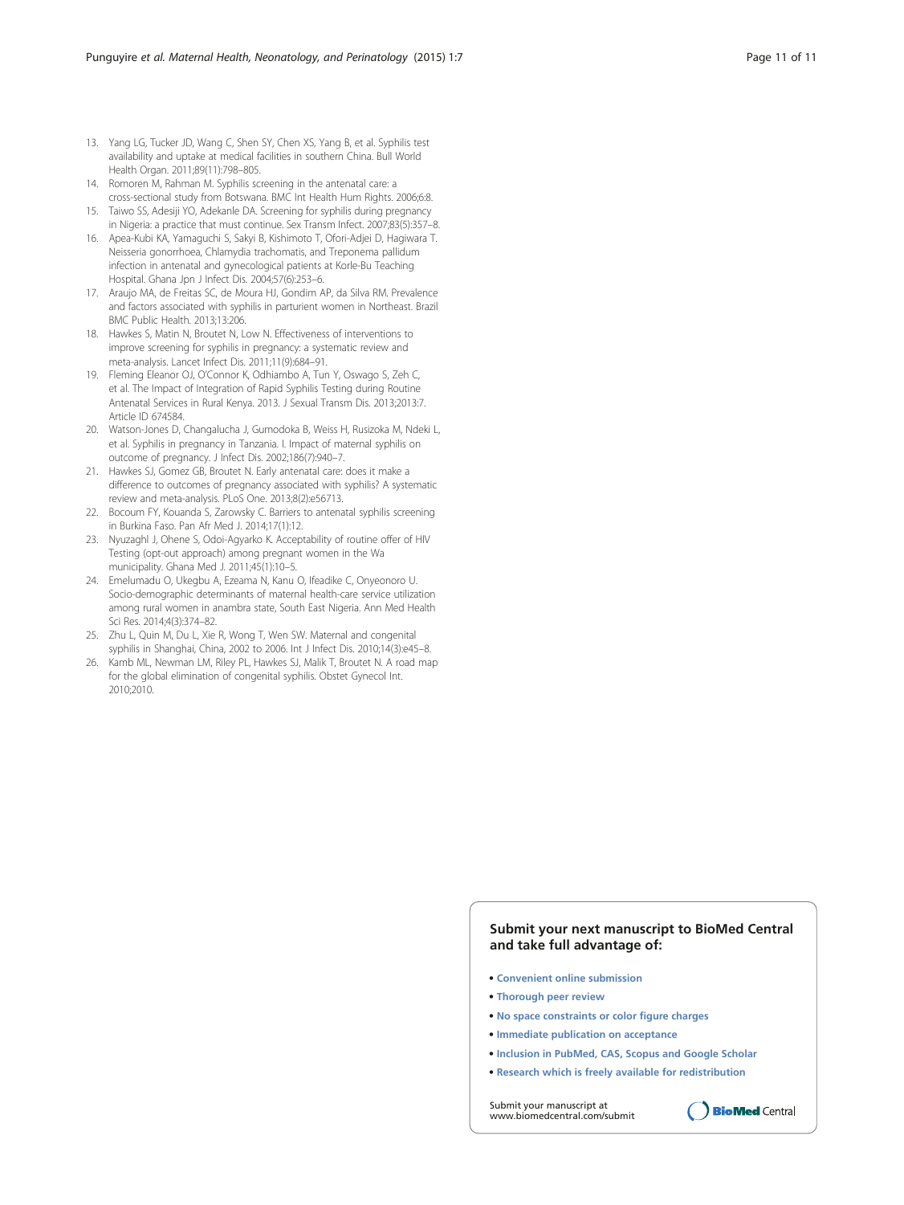13. Yang LG, Tucker JD, Wang C, Shen SY, Chen XS, Yang B, et al. Syphilis test availability and uptake at medical facilities in southern China. Bull World Health Organ. 2011;89(11):798–805.
14. Romoren M, Rahman M. Syphilis screening in the antenatal care: a cross-sectional study from Botswana. BMC Int Health Hum Rights. 2006;6:8.
15. Taiwo SS, Adesiji YO, Adekanle DA. Screening for syphilis during pregnancy in Nigeria: a practice that must continue. Sex Transm Infect. 2007;83(5):357–8.
16. Apea-Kubi KA, Yamaguchi S, Sakyi B, Kishimoto T, Ofori-Adjei D, Hagiwara T. Neisseria gonorrhoea, Chlamydia trachomatis, and Treponema pallidum infection in antenatal and gynecological patients at Korle-Bu Teaching Hospital. Ghana Jpn J Infect Dis. 2004;57(6):253–6.
17. Araujo MA, de Freitas SC, de Moura HJ, Gondim AP, da Silva RM. Prevalence and factors associated with syphilis in parturient women in Northeast. Brazil BMC Public Health. 2013;13:206.
18. Hawkes S, Matin N, Broutet N, Low N. Effectiveness of interventions to improve screening for syphilis in pregnancy: a systematic review and meta-analysis. Lancet Infect Dis. 2011;11(9):684–91.
19. Fleming Eleanor OJ, O'Connor K, Odhiambo A, Tun Y, Oswago S, Zeh C, et al. The Impact of Integration of Rapid Syphilis Testing during Routine Antenatal Services in Rural Kenya. 2013. J Sexual Transm Dis. 2013;2013:7. Article ID 674584.
20. Watson-Jones D, Changalucha J, Gumodoka B, Weiss H, Rusizoka M, Ndeki L, et al. Syphilis in pregnancy in Tanzania. I. Impact of maternal syphilis on outcome of pregnancy. J Infect Dis. 2002;186(7):940–7.
21. Hawkes SJ, Gomez GB, Broutet N. Early antenatal care: does it make a difference to outcomes of pregnancy associated with syphilis? A systematic review and meta-analysis. PLoS One. 2013;8(2):e56713.
22. Bocoum FY, Kouanda S, Zarowsky C. Barriers to antenatal syphilis screening in Burkina Faso. Pan Afr Med J. 2014;17(1):12.
23. Nyuzaghl J, Ohene S, Odoi-Agyarko K. Acceptability of routine offer of HIV Testing (opt-out approach) among pregnant women in the Wa municipality. Ghana Med J. 2011;45(1):10–5.
24. Emelumadu O, Ukegbu A, Ezeama N, Kanu O, Ifeadike C, Onyeonoro U. Socio-demographic determinants of maternal health-care service utilization among rural women in anambra state, South East Nigeria. Ann Med Health Sci Res. 2014;4(3):374–82.
25. Zhu L, Quin M, Du L, Xie R, Wong T, Wen SW. Maternal and congenital syphilis in Shanghai, China, 2002 to 2006. Int J Infect Dis. 2010;14(3):e45–8.
26. Kamb ML, Newman LM, Riley PL, Hawkes SJ, Malik T, Broutet N. A road map for the global elimination of congenital syphilis. Obstet Gynecol Int. 2010;2010.

**Submit your next manuscript to BioMed Central and take full advantage of:**

- **Convenient online submission**
- **Thorough peer review**
- **No space constraints or color figure charges**
- **Immediate publication on acceptance**
- **Inclusion in PubMed, CAS, Scopus and Google Scholar**
- **Research which is freely available for redistribution**

Submit your manuscript at
www.biomedcentral.com/submit

BioMed Central